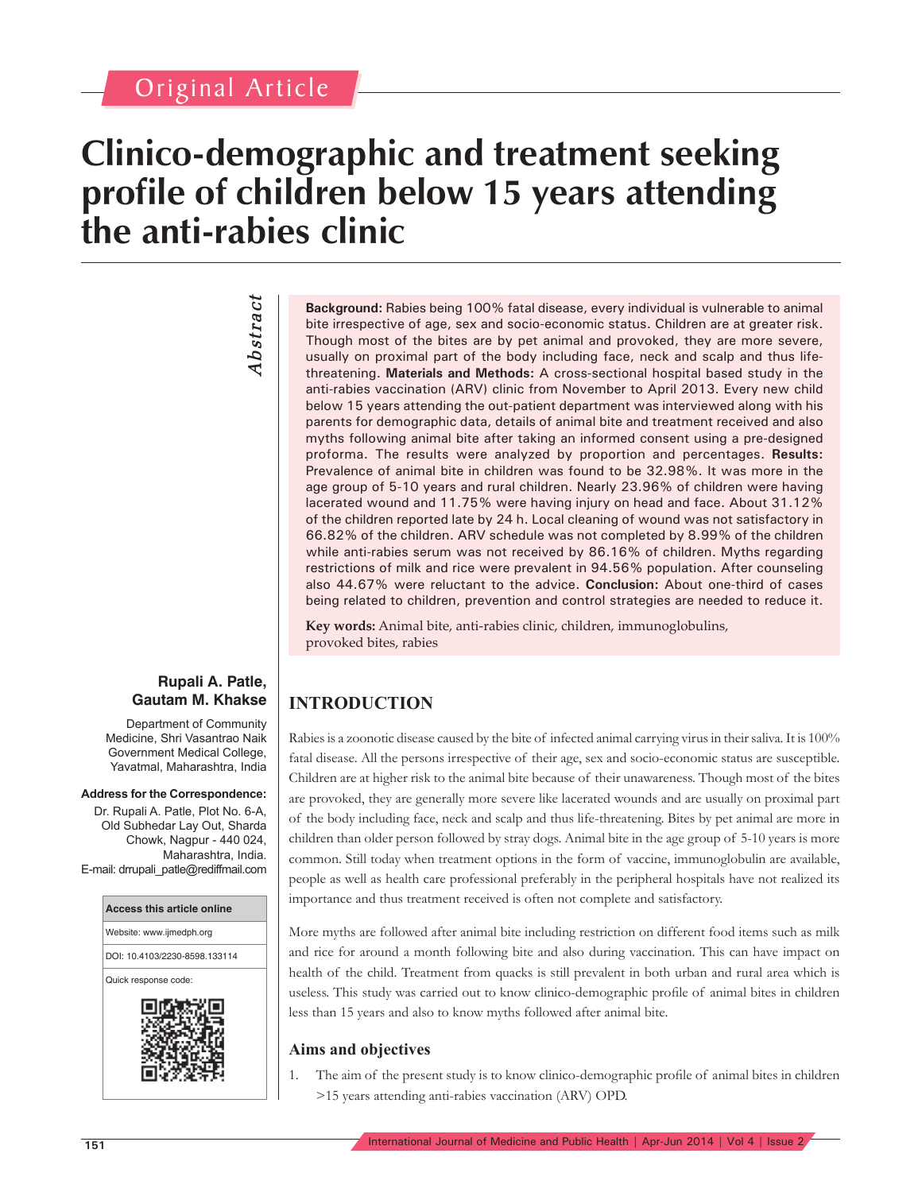Original Article

# Clinico-demographic and treatment seeking profile of children below 15 years attending the anti-rabies clinic

## Abstract

**Background:** Rabies being 100% fatal disease, every individual is vulnerable to animal bite irrespective of age, sex and socio-economic status. Children are at greater risk. Though most of the bites are by pet animal and provoked, they are more severe, usually on proximal part of the body including face, neck and scalp and thus life-threatening. **Materials and Methods:** A cross-sectional hospital based study in the anti-rabies vaccination (ARV) clinic from November to April 2013. Every new child below 15 years attending the out-patient department was interviewed along with his parents for demographic data, details of animal bite and treatment received and also myths following animal bite after taking an informed consent using a pre-designed proforma. The results were analyzed by proportion and percentages. **Results:** Prevalence of animal bite in children was found to be 32.98%. It was more in the age group of 5-10 years and rural children. Nearly 23.96% of children were having lacerated wound and 11.75% were having injury on head and face. About 31.12% of the children reported late by 24 h. Local cleaning of wound was not satisfactory in 66.82% of the children. ARV schedule was not completed by 8.99% of the children while anti-rabies serum was not received by 86.16% of children. Myths regarding restrictions of milk and rice were prevalent in 94.56% population. After counseling also 44.67% were reluctant to the advice. **Conclusion:** About one-third of cases being related to children, prevention and control strategies are needed to reduce it.

**Key words:** Animal bite, anti-rabies clinic, children, immunoglobulins, provoked bites, rabies

**Rupali A. Patle, Gautam M. Khakse**

Department of Community Medicine, Shri Vasantrao Naik Government Medical College, Yavatmal, Maharashtra, India

**Address for the Correspondence:**
Dr. Rupali A. Patle, Plot No. 6-A, Old Subhedar Lay Out, Sharda Chowk, Nagpur - 440 024, Maharashtra, India.
E-mail: drrupali_patle@rediffmail.com

| Access this article online |
|---|
| Website: www.ijmedph.org |
| DOI: 10.4103/2230-8598.133114 |
| Quick response code: |

## INTRODUCTION

Rabies is a zoonotic disease caused by the bite of infected animal carrying virus in their saliva. It is 100% fatal disease. All the persons irrespective of their age, sex and socio-economic status are susceptible. Children are at higher risk to the animal bite because of their unawareness. Though most of the bites are provoked, they are generally more severe like lacerated wounds and are usually on proximal part of the body including face, neck and scalp and thus life-threatening. Bites by pet animal are more in children than older person followed by stray dogs. Animal bite in the age group of 5-10 years is more common. Still today when treatment options in the form of vaccine, immunoglobulin are available, people as well as health care professional preferably in the peripheral hospitals have not realized its importance and thus treatment received is often not complete and satisfactory.

More myths are followed after animal bite including restriction on different food items such as milk and rice for around a month following bite and also during vaccination. This can have impact on health of the child. Treatment from quacks is still prevalent in both urban and rural area which is useless. This study was carried out to know clinico-demographic profile of animal bites in children less than 15 years and also to know myths followed after animal bite.

### Aims and objectives

1. The aim of the present study is to know clinico-demographic profile of animal bites in children >15 years attending anti-rabies vaccination (ARV) OPD.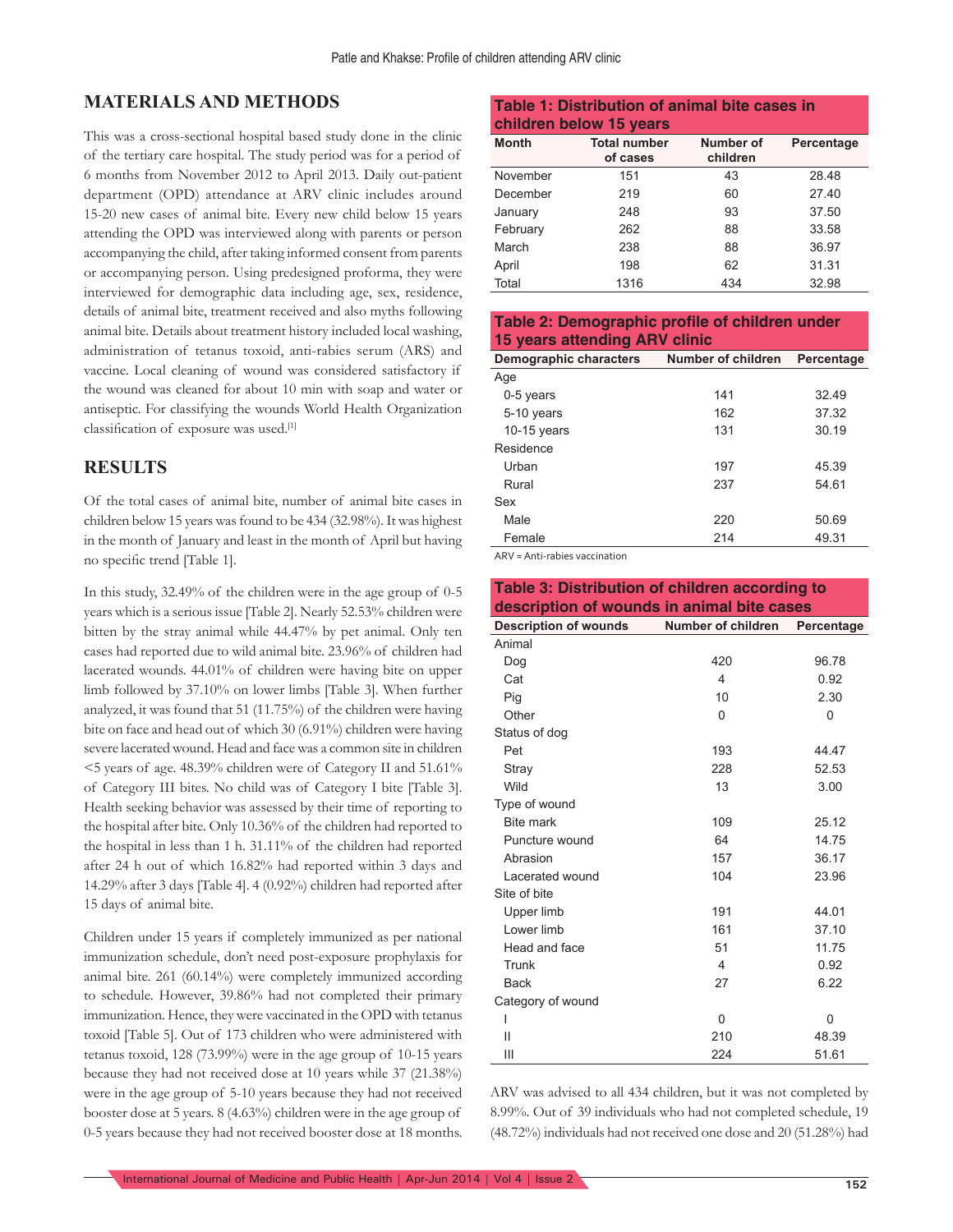## MATERIALS AND METHODS

This was a cross-sectional hospital based study done in the clinic of the tertiary care hospital. The study period was for a period of 6 months from November 2012 to April 2013. Daily out-patient department (OPD) attendance at ARV clinic includes around 15-20 new cases of animal bite. Every new child below 15 years attending the OPD was interviewed along with parents or person accompanying the child, after taking informed consent from parents or accompanying person. Using predesigned proforma, they were interviewed for demographic data including age, sex, residence, details of animal bite, treatment received and also myths following animal bite. Details about treatment history included local washing, administration of tetanus toxoid, anti-rabies serum (ARS) and vaccine. Local cleaning of wound was considered satisfactory if the wound was cleaned for about 10 min with soap and water or antiseptic. For classifying the wounds World Health Organization classification of exposure was used.[1]

## RESULTS

Of the total cases of animal bite, number of animal bite cases in children below 15 years was found to be 434 (32.98%). It was highest in the month of January and least in the month of April but having no specific trend [Table 1].

In this study, 32.49% of the children were in the age group of 0-5 years which is a serious issue [Table 2]. Nearly 52.53% children were bitten by the stray animal while 44.47% by pet animal. Only ten cases had reported due to wild animal bite. 23.96% of children had lacerated wounds. 44.01% of children were having bite on upper limb followed by 37.10% on lower limbs [Table 3]. When further analyzed, it was found that 51 (11.75%) of the children were having bite on face and head out of which 30 (6.91%) children were having severe lacerated wound. Head and face was a common site in children <5 years of age. 48.39% children were of Category II and 51.61% of Category III bites. No child was of Category I bite [Table 3]. Health seeking behavior was assessed by their time of reporting to the hospital after bite. Only 10.36% of the children had reported to the hospital in less than 1 h. 31.11% of the children had reported after 24 h out of which 16.82% had reported within 3 days and 14.29% after 3 days [Table 4]. 4 (0.92%) children had reported after 15 days of animal bite.

Children under 15 years if completely immunized as per national immunization schedule, don't need post-exposure prophylaxis for animal bite. 261 (60.14%) were completely immunized according to schedule. However, 39.86% had not completed their primary immunization. Hence, they were vaccinated in the OPD with tetanus toxoid [Table 5]. Out of 173 children who were administered with tetanus toxoid, 128 (73.99%) were in the age group of 10-15 years because they had not received dose at 10 years while 37 (21.38%) were in the age group of 5-10 years because they had not received booster dose at 5 years. 8 (4.63%) children were in the age group of 0-5 years because they had not received booster dose at 18 months.

**Table 1: Distribution of animal bite cases in children below 15 years**

| Month | Total number of cases | Number of children | Percentage |
|---|---|---|---|
| November | 151 | 43 | 28.48 |
| December | 219 | 60 | 27.40 |
| January | 248 | 93 | 37.50 |
| February | 262 | 88 | 33.58 |
| March | 238 | 88 | 36.97 |
| April | 198 | 62 | 31.31 |
| Total | 1316 | 434 | 32.98 |

**Table 2: Demographic profile of children under 15 years attending ARV clinic**

| Demographic characters | Number of children | Percentage |
|---|---|---|
| Age | | |
| 0-5 years | 141 | 32.49 |
| 5-10 years | 162 | 37.32 |
| 10-15 years | 131 | 30.19 |
| Residence | | |
| Urban | 197 | 45.39 |
| Rural | 237 | 54.61 |
| Sex | | |
| Male | 220 | 50.69 |
| Female | 214 | 49.31 |

ARV = Anti-rabies vaccination

**Table 3: Distribution of children according to description of wounds in animal bite cases**

| Description of wounds | Number of children | Percentage |
|---|---|---|
| Animal | | |
| Dog | 420 | 96.78 |
| Cat | 4 | 0.92 |
| Pig | 10 | 2.30 |
| Other | 0 | 0 |
| Status of dog | | |
| Pet | 193 | 44.47 |
| Stray | 228 | 52.53 |
| Wild | 13 | 3.00 |
| Type of wound | | |
| Bite mark | 109 | 25.12 |
| Puncture wound | 64 | 14.75 |
| Abrasion | 157 | 36.17 |
| Lacerated wound | 104 | 23.96 |
| Site of bite | | |
| Upper limb | 191 | 44.01 |
| Lower limb | 161 | 37.10 |
| Head and face | 51 | 11.75 |
| Trunk | 4 | 0.92 |
| Back | 27 | 6.22 |
| Category of wound | | |
| I | 0 | 0 |
| II | 210 | 48.39 |
| III | 224 | 51.61 |

ARV was advised to all 434 children, but it was not completed by 8.99%. Out of 39 individuals who had not completed schedule, 19 (48.72%) individuals had not received one dose and 20 (51.28%) had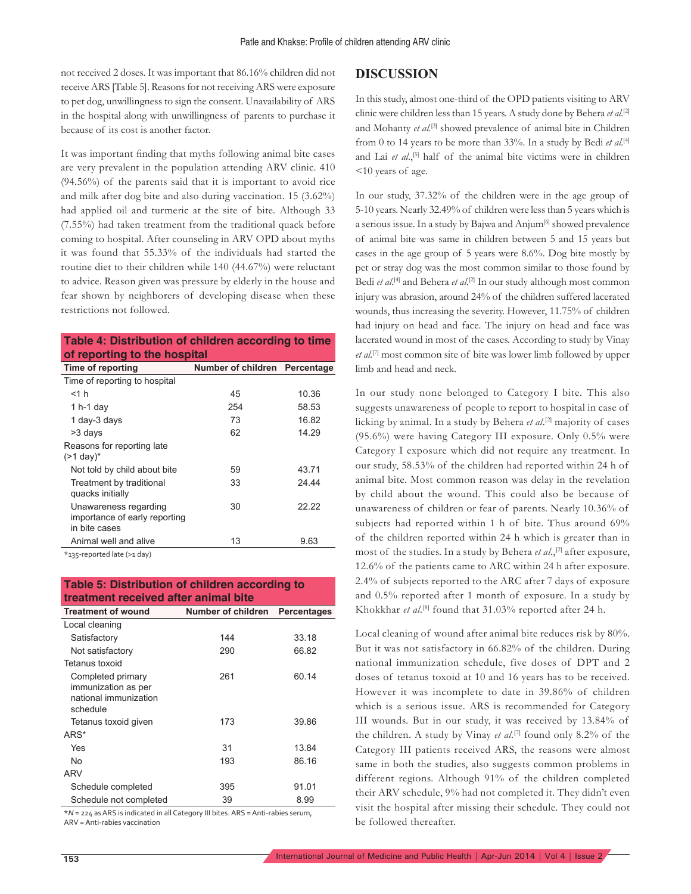not received 2 doses. It was important that 86.16% children did not receive ARS [Table 5]. Reasons for not receiving ARS were exposure to pet dog, unwillingness to sign the consent. Unavailability of ARS in the hospital along with unwillingness of parents to purchase it because of its cost is another factor.

It was important finding that myths following animal bite cases are very prevalent in the population attending ARV clinic. 410 (94.56%) of the parents said that it is important to avoid rice and milk after dog bite and also during vaccination. 15 (3.62%) had applied oil and turmeric at the site of bite. Although 33 (7.55%) had taken treatment from the traditional quack before coming to hospital. After counseling in ARV OPD about myths it was found that 55.33% of the individuals had started the routine diet to their children while 140 (44.67%) were reluctant to advice. Reason given was pressure by elderly in the house and fear shown by neighborers of developing disease when these restrictions not followed.

**Table 4: Distribution of children according to time of reporting to the hospital**

| Time of reporting | Number of children | Percentage |
|---|---|---|
| Time of reporting to hospital | | |
| <1 h | 45 | 10.36 |
| 1 h-1 day | 254 | 58.53 |
| 1 day-3 days | 73 | 16.82 |
| >3 days | 62 | 14.29 |
| Reasons for reporting late (>1 day)* | | |
| Not told by child about bite | 59 | 43.71 |
| Treatment by traditional quacks initially | 33 | 24.44 |
| Unawareness regarding importance of early reporting in bite cases | 30 | 22.22 |
| Animal well and alive | 13 | 9.63 |

*135-reported late (>1 day)

**Table 5: Distribution of children according to treatment received after animal bite**

| Treatment of wound | Number of children | Percentages |
|---|---|---|
| Local cleaning | | |
| Satisfactory | 144 | 33.18 |
| Not satisfactory | 290 | 66.82 |
| Tetanus toxoid | | |
| Completed primary immunization as per national immunization schedule | 261 | 60.14 |
| Tetanus toxoid given | 173 | 39.86 |
| ARS* | | |
| Yes | 31 | 13.84 |
| No | 193 | 86.16 |
| ARV | | |
| Schedule completed | 395 | 91.01 |
| Schedule not completed | 39 | 8.99 |

**N* = 224 as ARS is indicated in all Category III bites. ARS = Anti-rabies serum, ARV = Anti-rabies vaccination

## DISCUSSION

In this study, almost one-third of the OPD patients visiting to ARV clinic were children less than 15 years. A study done by Behera *et al.*[2] and Mohanty *et al.*[3] showed prevalence of animal bite in Children from 0 to 14 years to be more than 33%. In a study by Bedi *et al.*[4] and Lai *et al.*,[5] half of the animal bite victims were in children <10 years of age.

In our study, 37.32% of the children were in the age group of 5-10 years. Nearly 32.49% of children were less than 5 years which is a serious issue. In a study by Bajwa and Anjum[6] showed prevalence of animal bite was same in children between 5 and 15 years but cases in the age group of 5 years were 8.6%. Dog bite mostly by pet or stray dog was the most common similar to those found by Bedi *et al.*[4] and Behera *et al.*[2] In our study although most common injury was abrasion, around 24% of the children suffered lacerated wounds, thus increasing the severity. However, 11.75% of children had injury on head and face. The injury on head and face was lacerated wound in most of the cases. According to study by Vinay *et al.*[7] most common site of bite was lower limb followed by upper limb and head and neck.

In our study none belonged to Category I bite. This also suggests unawareness of people to report to hospital in case of licking by animal. In a study by Behera *et al.*[2] majority of cases (95.6%) were having Category III exposure. Only 0.5% were Category I exposure which did not require any treatment. In our study, 58.53% of the children had reported within 24 h of animal bite. Most common reason was delay in the revelation by child about the wound. This could also be because of unawareness of children or fear of parents. Nearly 10.36% of subjects had reported within 1 h of bite. Thus around 69% of the children reported within 24 h which is greater than in most of the studies. In a study by Behera *et al.*,[2] after exposure, 12.6% of the patients came to ARC within 24 h after exposure. 2.4% of subjects reported to the ARC after 7 days of exposure and 0.5% reported after 1 month of exposure. In a study by Khokkhar *et al.*[8] found that 31.03% reported after 24 h.

Local cleaning of wound after animal bite reduces risk by 80%. But it was not satisfactory in 66.82% of the children. During national immunization schedule, five doses of DPT and 2 doses of tetanus toxoid at 10 and 16 years has to be received. However it was incomplete to date in 39.86% of children which is a serious issue. ARS is recommended for Category III wounds. But in our study, it was received by 13.84% of the children. A study by Vinay *et al.*[7] found only 8.2% of the Category III patients received ARS, the reasons were almost same in both the studies, also suggests common problems in different regions. Although 91% of the children completed their ARV schedule, 9% had not completed it. They didn't even visit the hospital after missing their schedule. They could not be followed thereafter.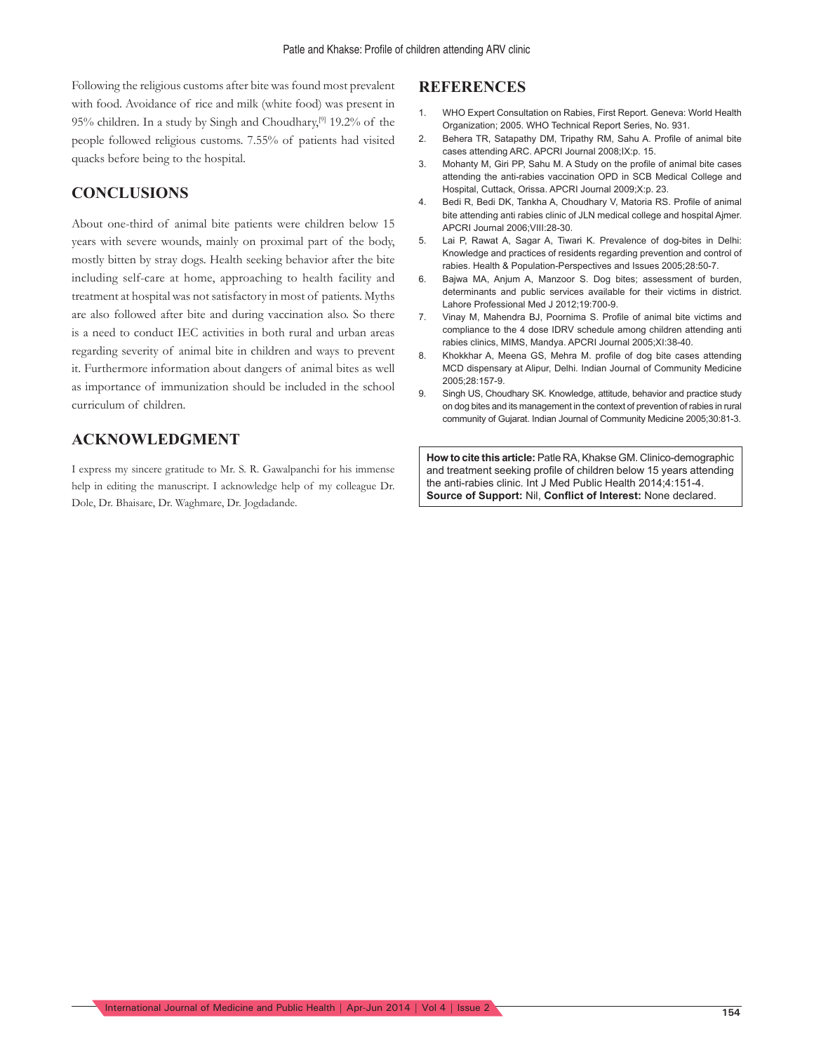Following the religious customs after bite was found most prevalent with food. Avoidance of rice and milk (white food) was present in 95% children. In a study by Singh and Choudhary,[9] 19.2% of the people followed religious customs. 7.55% of patients had visited quacks before being to the hospital.

## CONCLUSIONS

About one-third of animal bite patients were children below 15 years with severe wounds, mainly on proximal part of the body, mostly bitten by stray dogs. Health seeking behavior after the bite including self-care at home, approaching to health facility and treatment at hospital was not satisfactory in most of patients. Myths are also followed after bite and during vaccination also. So there is a need to conduct IEC activities in both rural and urban areas regarding severity of animal bite in children and ways to prevent it. Furthermore information about dangers of animal bites as well as importance of immunization should be included in the school curriculum of children.

## ACKNOWLEDGMENT

I express my sincere gratitude to Mr. S. R. Gawalpanchi for his immense help in editing the manuscript. I acknowledge help of my colleague Dr. Dole, Dr. Bhaisare, Dr. Waghmare, Dr. Jogdadande.

## REFERENCES

1. WHO Expert Consultation on Rabies, First Report. Geneva: World Health Organization; 2005. WHO Technical Report Series, No. 931.
2. Behera TR, Satapathy DM, Tripathy RM, Sahu A. Profile of animal bite cases attending ARC. APCRI Journal 2008;IX:p. 15.
3. Mohanty M, Giri PP, Sahu M. A Study on the profile of animal bite cases attending the anti-rabies vaccination OPD in SCB Medical College and Hospital, Cuttack, Orissa. APCRI Journal 2009;X:p. 23.
4. Bedi R, Bedi DK, Tankha A, Choudhary V, Matoria RS. Profile of animal bite attending anti rabies clinic of JLN medical college and hospital Ajmer. APCRI Journal 2006;VIII:28-30.
5. Lai P, Rawat A, Sagar A, Tiwari K. Prevalence of dog-bites in Delhi: Knowledge and practices of residents regarding prevention and control of rabies. Health & Population-Perspectives and Issues 2005;28:50-7.
6. Bajwa MA, Anjum A, Manzoor S. Dog bites; assessment of burden, determinants and public services available for their victims in district. Lahore Professional Med J 2012;19:700-9.
7. Vinay M, Mahendra BJ, Poornima S. Profile of animal bite victims and compliance to the 4 dose IDRV schedule among children attending anti rabies clinics, MIMS, Mandya. APCRI Journal 2005;XI:38-40.
8. Khokkhar A, Meena GS, Mehra M. profile of dog bite cases attending MCD dispensary at Alipur, Delhi. Indian Journal of Community Medicine 2005;28:157-9.
9. Singh US, Choudhary SK. Knowledge, attitude, behavior and practice study on dog bites and its management in the context of prevention of rabies in rural community of Gujarat. Indian Journal of Community Medicine 2005;30:81-3.

**How to cite this article:** Patle RA, Khakse GM. Clinico-demographic and treatment seeking profile of children below 15 years attending the anti-rabies clinic. Int J Med Public Health 2014;4:151-4.
**Source of Support:** Nil, **Conflict of Interest:** None declared.